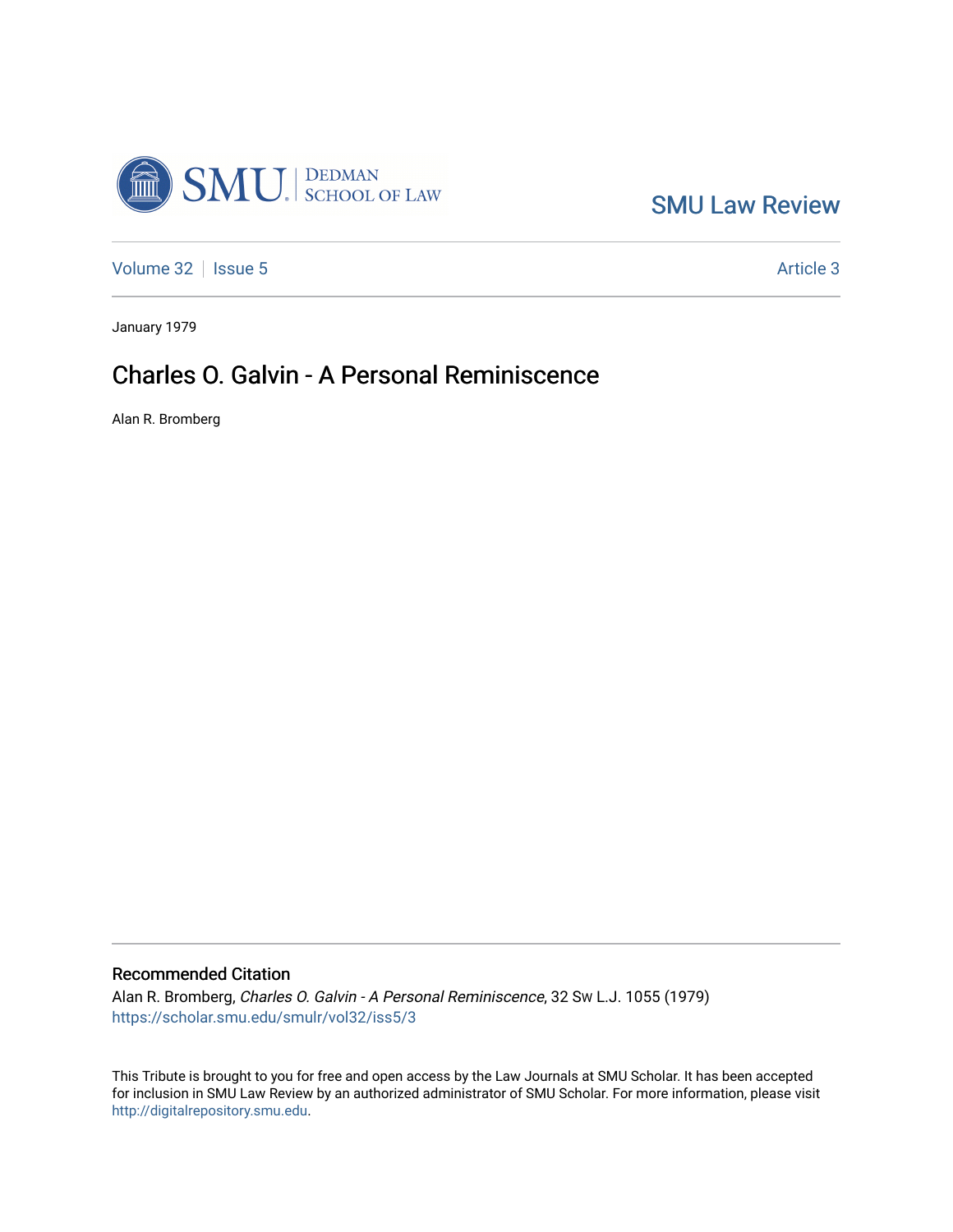SMU Law Review

Volume 32 | Issue 5 Article 3

January 1979

# Charles O. Galvin - A Personal Reminiscence

Alan R. Bromberg

## Recommended Citation

Alan R. Bromberg, *Charles O. Galvin - A Personal Reminiscence*, 32 Sw L.J. 1055 (1979)
https://scholar.smu.edu/smulr/vol32/iss5/3

This Tribute is brought to you for free and open access by the Law Journals at SMU Scholar. It has been accepted for inclusion in SMU Law Review by an authorized administrator of SMU Scholar. For more information, please visit http://digitalrepository.smu.edu.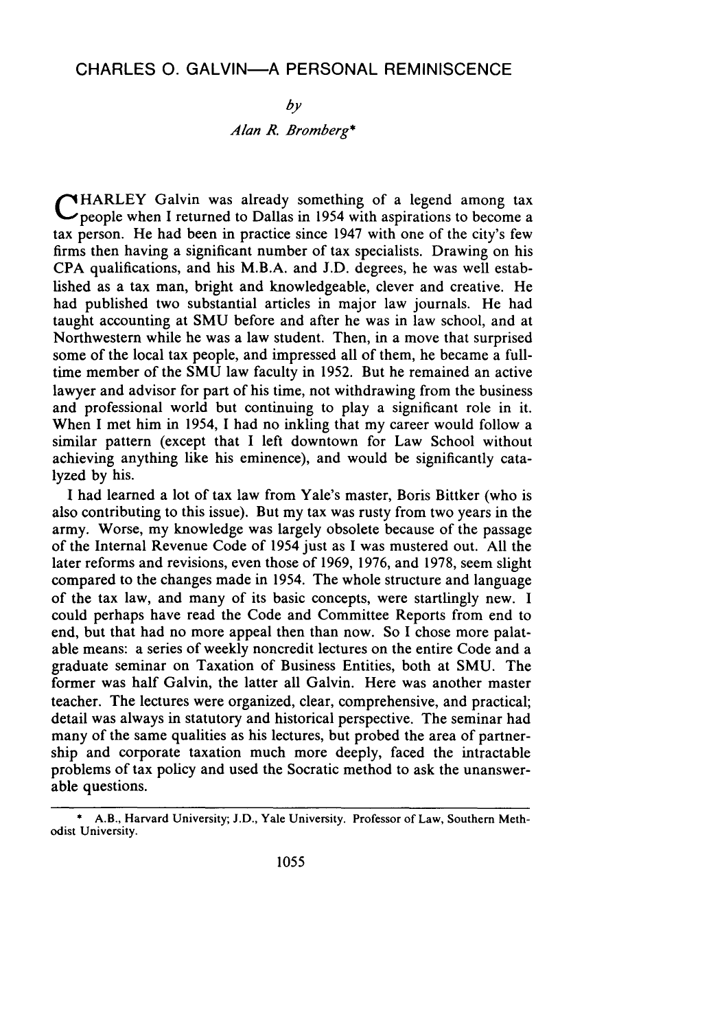# CHARLES O. GALVIN—A PERSONAL REMINISCENCE

*by*

*Alan R. Bromberg**

CHARLEY Galvin was already something of a legend among tax people when I returned to Dallas in 1954 with aspirations to become a tax person. He had been in practice since 1947 with one of the city's few firms then having a significant number of tax specialists. Drawing on his CPA qualifications, and his M.B.A. and J.D. degrees, he was well established as a tax man, bright and knowledgeable, clever and creative. He had published two substantial articles in major law journals. He had taught accounting at SMU before and after he was in law school, and at Northwestern while he was a law student. Then, in a move that surprised some of the local tax people, and impressed all of them, he became a full-time member of the SMU law faculty in 1952. But he remained an active lawyer and advisor for part of his time, not withdrawing from the business and professional world but continuing to play a significant role in it. When I met him in 1954, I had no inkling that my career would follow a similar pattern (except that I left downtown for Law School without achieving anything like his eminence), and would be significantly catalyzed by his.

I had learned a lot of tax law from Yale's master, Boris Bittker (who is also contributing to this issue). But my tax was rusty from two years in the army. Worse, my knowledge was largely obsolete because of the passage of the Internal Revenue Code of 1954 just as I was mustered out. All the later reforms and revisions, even those of 1969, 1976, and 1978, seem slight compared to the changes made in 1954. The whole structure and language of the tax law, and many of its basic concepts, were startlingly new. I could perhaps have read the Code and Committee Reports from end to end, but that had no more appeal then than now. So I chose more palatable means: a series of weekly noncredit lectures on the entire Code and a graduate seminar on Taxation of Business Entities, both at SMU. The former was half Galvin, the latter all Galvin. Here was another master teacher. The lectures were organized, clear, comprehensive, and practical; detail was always in statutory and historical perspective. The seminar had many of the same qualities as his lectures, but probed the area of partnership and corporate taxation much more deeply, faced the intractable problems of tax policy and used the Socratic method to ask the unanswerable questions.

---

\* A.B., Harvard University; J.D., Yale University. Professor of Law, Southern Methodist University.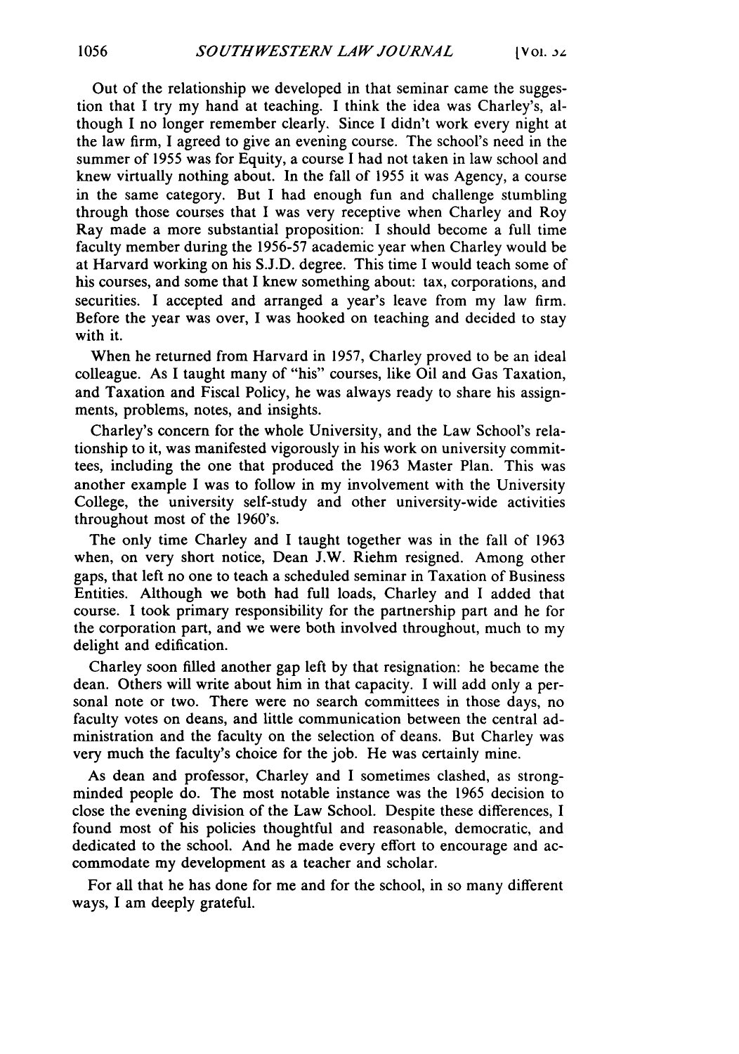Out of the relationship we developed in that seminar came the suggestion that I try my hand at teaching. I think the idea was Charley's, although I no longer remember clearly. Since I didn't work every night at the law firm, I agreed to give an evening course. The school's need in the summer of 1955 was for Equity, a course I had not taken in law school and knew virtually nothing about. In the fall of 1955 it was Agency, a course in the same category. But I had enough fun and challenge stumbling through those courses that I was very receptive when Charley and Roy Ray made a more substantial proposition: I should become a full time faculty member during the 1956-57 academic year when Charley would be at Harvard working on his S.J.D. degree. This time I would teach some of his courses, and some that I knew something about: tax, corporations, and securities. I accepted and arranged a year's leave from my law firm. Before the year was over, I was hooked on teaching and decided to stay with it.

When he returned from Harvard in 1957, Charley proved to be an ideal colleague. As I taught many of "his" courses, like Oil and Gas Taxation, and Taxation and Fiscal Policy, he was always ready to share his assignments, problems, notes, and insights.

Charley's concern for the whole University, and the Law School's relationship to it, was manifested vigorously in his work on university committees, including the one that produced the 1963 Master Plan. This was another example I was to follow in my involvement with the University College, the university self-study and other university-wide activities throughout most of the 1960's.

The only time Charley and I taught together was in the fall of 1963 when, on very short notice, Dean J.W. Riehm resigned. Among other gaps, that left no one to teach a scheduled seminar in Taxation of Business Entities. Although we both had full loads, Charley and I added that course. I took primary responsibility for the partnership part and he for the corporation part, and we were both involved throughout, much to my delight and edification.

Charley soon filled another gap left by that resignation: he became the dean. Others will write about him in that capacity. I will add only a personal note or two. There were no search committees in those days, no faculty votes on deans, and little communication between the central administration and the faculty on the selection of deans. But Charley was very much the faculty's choice for the job. He was certainly mine.

As dean and professor, Charley and I sometimes clashed, as strong-minded people do. The most notable instance was the 1965 decision to close the evening division of the Law School. Despite these differences, I found most of his policies thoughtful and reasonable, democratic, and dedicated to the school. And he made every effort to encourage and accommodate my development as a teacher and scholar.

For all that he has done for me and for the school, in so many different ways, I am deeply grateful.